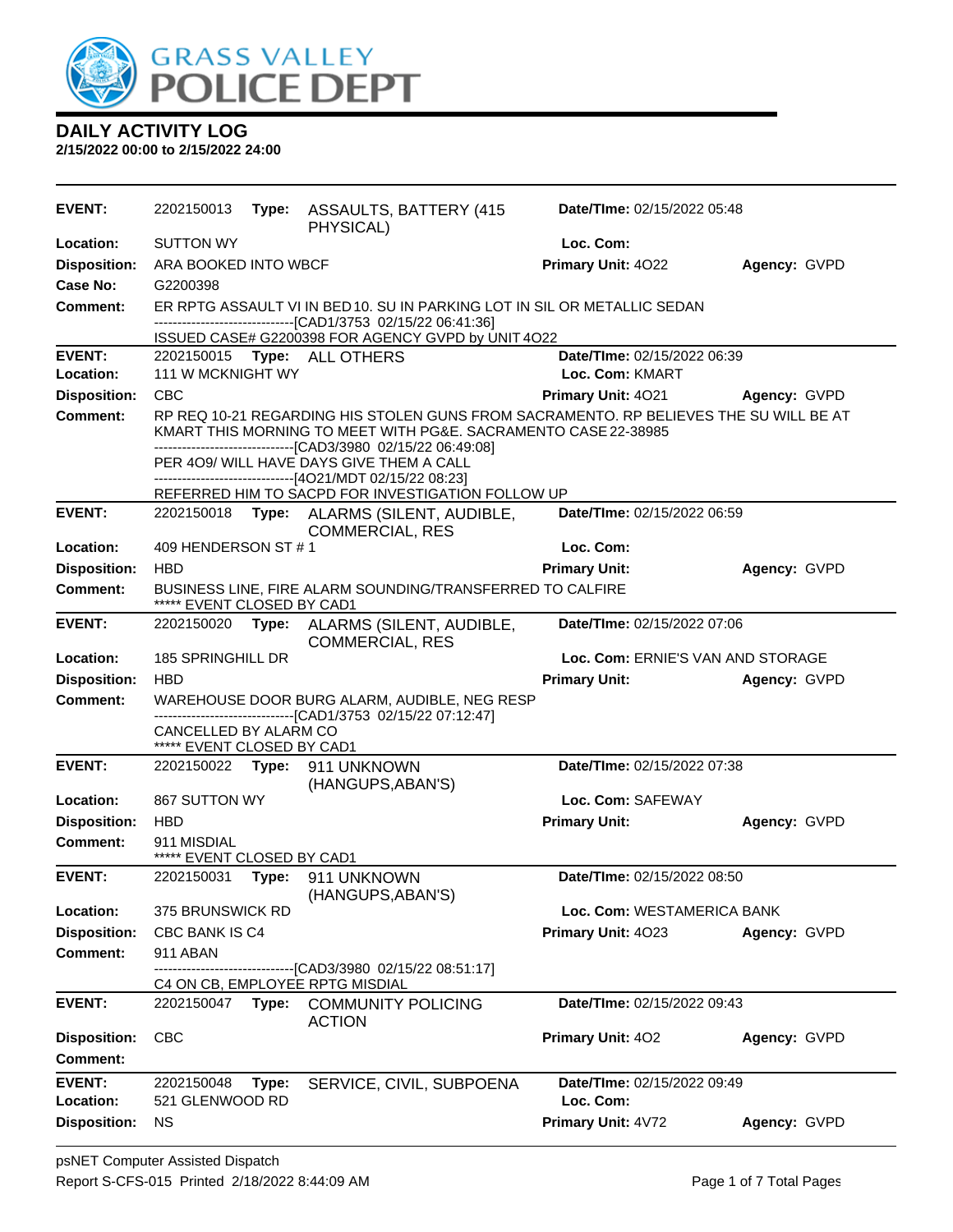# GRASS VALLEY POLICE DEPT

## DAILY ACTIVITY LOG

**2/15/2022 00:00 to 2/15/2022 24:00**

---

**EVENT:** 2202150013 **Type:** ASSAULTS, BATTERY (415 PHYSICAL) **Date/TIme:** 02/15/2022 05:48
**Location:** SUTTON WY **Loc. Com:**
**Disposition:** ARA BOOKED INTO WBCF **Primary Unit:** 4O22 **Agency:** GVPD
**Case No:** G2200398
**Comment:** ER RPTG ASSAULT VI IN BED 10. SU IN PARKING LOT IN SIL OR METALLIC SEDAN
------------------------------[CAD1/3753 02/15/22 06:41:36]
ISSUED CASE# G2200398 FOR AGENCY GVPD by UNIT 4O22

---

**EVENT:** 2202150015 **Type:** ALL OTHERS **Date/TIme:** 02/15/2022 06:39
**Location:** 111 W MCKNIGHT WY **Loc. Com:** KMART
**Disposition:** CBC **Primary Unit:** 4O21 **Agency:** GVPD
**Comment:** RP REQ 10-21 REGARDING HIS STOLEN GUNS FROM SACRAMENTO. RP BELIEVES THE SU WILL BE AT KMART THIS MORNING TO MEET WITH PG&E. SACRAMENTO CASE 22-38985
------------------------------[CAD3/3980 02/15/22 06:49:08]
PER 4O9/ WILL HAVE DAYS GIVE THEM A CALL
------------------------------[4O21/MDT 02/15/22 08:23]
REFERRED HIM TO SACPD FOR INVESTIGATION FOLLOW UP

---

**EVENT:** 2202150018 **Type:** ALARMS (SILENT, AUDIBLE, COMMERCIAL, RES **Date/TIme:** 02/15/2022 06:59
**Location:** 409 HENDERSON ST # 1 **Loc. Com:**
**Disposition:** HBD **Primary Unit:** **Agency:** GVPD
**Comment:** BUSINESS LINE, FIRE ALARM SOUNDING/TRANSFERRED TO CALFIRE
***** EVENT CLOSED BY CAD1

---

**EVENT:** 2202150020 **Type:** ALARMS (SILENT, AUDIBLE, COMMERCIAL, RES **Date/TIme:** 02/15/2022 07:06
**Location:** 185 SPRINGHILL DR **Loc. Com:** ERNIE'S VAN AND STORAGE
**Disposition:** HBD **Primary Unit:** **Agency:** GVPD
**Comment:** WAREHOUSE DOOR BURG ALARM, AUDIBLE, NEG RESP
------------------------------[CAD1/3753 02/15/22 07:12:47]
CANCELLED BY ALARM CO
***** EVENT CLOSED BY CAD1

---

**EVENT:** 2202150022 **Type:** 911 UNKNOWN (HANGUPS,ABAN'S) **Date/TIme:** 02/15/2022 07:38
**Location:** 867 SUTTON WY **Loc. Com:** SAFEWAY
**Disposition:** HBD **Primary Unit:** **Agency:** GVPD
**Comment:** 911 MISDIAL
***** EVENT CLOSED BY CAD1

---

**EVENT:** 2202150031 **Type:** 911 UNKNOWN (HANGUPS,ABAN'S) **Date/TIme:** 02/15/2022 08:50
**Location:** 375 BRUNSWICK RD **Loc. Com:** WESTAMERICA BANK
**Disposition:** CBC BANK IS C4 **Primary Unit:** 4O23 **Agency:** GVPD
**Comment:** 911 ABAN
------------------------------[CAD3/3980 02/15/22 08:51:17]
C4 ON CB, EMPLOYEE RPTG MISDIAL

---

**EVENT:** 2202150047 **Type:** COMMUNITY POLICING ACTION **Date/TIme:** 02/15/2022 09:43
**Disposition:** CBC **Primary Unit:** 4O2 **Agency:** GVPD
**Comment:**

---

**EVENT:** 2202150048 **Type:** SERVICE, CIVIL, SUBPOENA **Date/TIme:** 02/15/2022 09:49
**Location:** 521 GLENWOOD RD **Loc. Com:**
**Disposition:** NS **Primary Unit:** 4V72 **Agency:** GVPD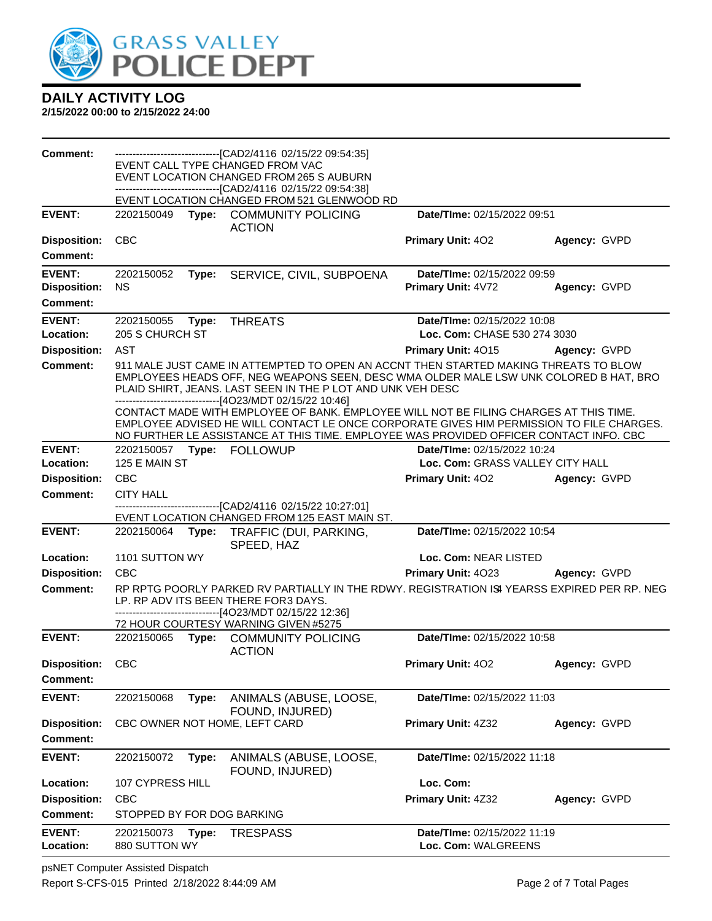# GRASS VALLEY POLICE DEPT

## DAILY ACTIVITY LOG

**2/15/2022 00:00 to 2/15/2022 24:00**

**Comment:** ------------------------------[CAD2/4116 02/15/22 09:54:35]
EVENT CALL TYPE CHANGED FROM VAC
EVENT LOCATION CHANGED FROM 265 S AUBURN
------------------------------[CAD2/4116 02/15/22 09:54:38]
EVENT LOCATION CHANGED FROM 521 GLENWOOD RD

---

**EVENT:** 2202150049 **Type:** COMMUNITY POLICING ACTION **Date/TIme:** 02/15/2022 09:51
**Disposition:** CBC **Primary Unit:** 4O2 **Agency:** GVPD
**Comment:**

---

**EVENT:** 2202150052 **Type:** SERVICE, CIVIL, SUBPOENA **Date/TIme:** 02/15/2022 09:59
**Disposition:** NS **Primary Unit:** 4V72 **Agency:** GVPD
**Comment:**

---

**EVENT:** 2202150055 **Type:** THREATS **Date/TIme:** 02/15/2022 10:08
**Location:** 205 S CHURCH ST **Loc. Com:** CHASE 530 274 3030
**Disposition:** AST **Primary Unit:** 4O15 **Agency:** GVPD
**Comment:** 911 MALE JUST CAME IN ATTEMPTED TO OPEN AN ACCNT THEN STARTED MAKING THREATS TO BLOW EMPLOYEES HEADS OFF, NEG WEAPONS SEEN, DESC WMA OLDER MALE LSW UNK COLORED B HAT, BRO PLAID SHIRT, JEANS. LAST SEEN IN THE P LOT AND UNK VEH DESC
------------------------------[4O23/MDT 02/15/22 10:46]
CONTACT MADE WITH EMPLOYEE OF BANK. EMPLOYEE WILL NOT BE FILING CHARGES AT THIS TIME. EMPLOYEE ADVISED HE WILL CONTACT LE ONCE CORPORATE GIVES HIM PERMISSION TO FILE CHARGES. NO FURTHER LE ASSISTANCE AT THIS TIME. EMPLOYEE WAS PROVIDED OFFICER CONTACT INFO. CBC

---

**EVENT:** 2202150057 **Type:** FOLLOWUP **Date/TIme:** 02/15/2022 10:24
**Location:** 125 E MAIN ST **Loc. Com:** GRASS VALLEY CITY HALL
**Disposition:** CBC **Primary Unit:** 4O2 **Agency:** GVPD
**Comment:** CITY HALL
------------------------------[CAD2/4116 02/15/22 10:27:01]
EVENT LOCATION CHANGED FROM 125 EAST MAIN ST.

---

**EVENT:** 2202150064 **Type:** TRAFFIC (DUI, PARKING, SPEED, HAZ **Date/TIme:** 02/15/2022 10:54
**Location:** 1101 SUTTON WY **Loc. Com:** NEAR LISTED
**Disposition:** CBC **Primary Unit:** 4O23 **Agency:** GVPD
**Comment:** RP RPTG POORLY PARKED RV PARTIALLY IN THE RDWY. REGISTRATION IS4 YEARSS EXPIRED PER RP. NEG LP. RP ADV ITS BEEN THERE FOR3 DAYS.
------------------------------[4O23/MDT 02/15/22 12:36]
72 HOUR COURTESY WARNING GIVEN #5275

---

**EVENT:** 2202150065 **Type:** COMMUNITY POLICING ACTION **Date/TIme:** 02/15/2022 10:58
**Disposition:** CBC **Primary Unit:** 4O2 **Agency:** GVPD
**Comment:**

---

**EVENT:** 2202150068 **Type:** ANIMALS (ABUSE, LOOSE, FOUND, INJURED) **Date/TIme:** 02/15/2022 11:03
**Disposition:** CBC OWNER NOT HOME, LEFT CARD **Primary Unit:** 4Z32 **Agency:** GVPD
**Comment:**

---

**EVENT:** 2202150072 **Type:** ANIMALS (ABUSE, LOOSE, FOUND, INJURED) **Date/TIme:** 02/15/2022 11:18
**Location:** 107 CYPRESS HILL **Loc. Com:**
**Disposition:** CBC **Primary Unit:** 4Z32 **Agency:** GVPD
**Comment:** STOPPED BY FOR DOG BARKING

---

**EVENT:** 2202150073 **Type:** TRESPASS **Date/TIme:** 02/15/2022 11:19
**Location:** 880 SUTTON WY **Loc. Com:** WALGREENS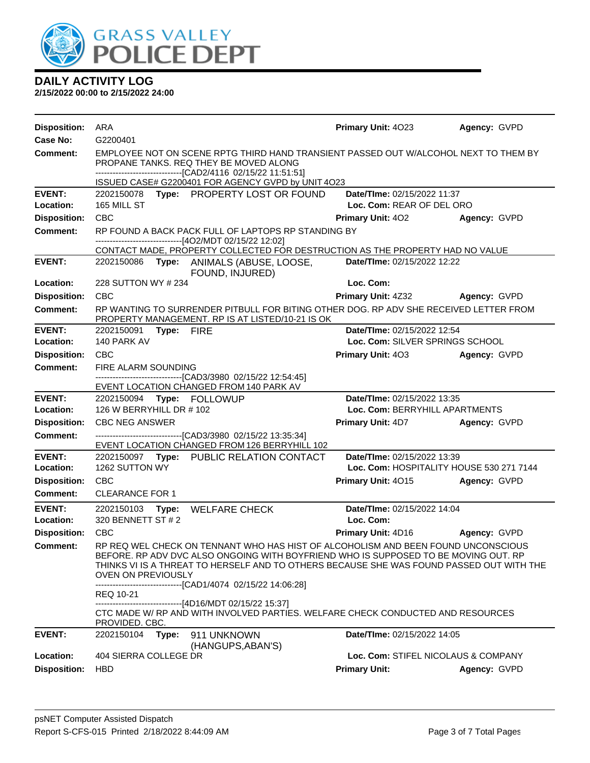# DAILY ACTIVITY LOG

**2/15/2022 00:00 to 2/15/2022 24:00**

**Disposition:** ARA **Primary Unit:** 4O23 **Agency:** GVPD
**Case No:** G2200401
**Comment:** EMPLOYEE NOT ON SCENE RPTG THIRD HAND TRANSIENT PASSED OUT W/ALCOHOL NEXT TO THEM BY PROPANE TANKS. REQ THEY BE MOVED ALONG
------------------------------[CAD2/4116 02/15/22 11:51:51]
ISSUED CASE# G2200401 FOR AGENCY GVPD by UNIT 4O23

---

**EVENT:** 2202150078 **Type:** PROPERTY LOST OR FOUND **Date/TIme:** 02/15/2022 11:37
**Location:** 165 MILL ST **Loc. Com:** REAR OF DEL ORO
**Disposition:** CBC **Primary Unit:** 4O2 **Agency:** GVPD
**Comment:** RP FOUND A BACK PACK FULL OF LAPTOPS RP STANDING BY
------------------------------[4O2/MDT 02/15/22 12:02]
CONTACT MADE, PROPERTY COLLECTED FOR DESTRUCTION AS THE PROPERTY HAD NO VALUE

---

**EVENT:** 2202150086 **Type:** ANIMALS (ABUSE, LOOSE, FOUND, INJURED) **Date/TIme:** 02/15/2022 12:22
**Location:** 228 SUTTON WY # 234 **Loc. Com:**
**Disposition:** CBC **Primary Unit:** 4Z32 **Agency:** GVPD
**Comment:** RP WANTING TO SURRENDER PITBULL FOR BITING OTHER DOG. RP ADV SHE RECEIVED LETTER FROM PROPERTY MANAGEMENT. RP IS AT LISTED/10-21 IS OK

---

**EVENT:** 2202150091 **Type:** FIRE **Date/TIme:** 02/15/2022 12:54
**Location:** 140 PARK AV **Loc. Com:** SILVER SPRINGS SCHOOL
**Disposition:** CBC **Primary Unit:** 4O3 **Agency:** GVPD
**Comment:** FIRE ALARM SOUNDING
------------------------------[CAD3/3980 02/15/22 12:54:45]
EVENT LOCATION CHANGED FROM 140 PARK AV

---

**EVENT:** 2202150094 **Type:** FOLLOWUP **Date/TIme:** 02/15/2022 13:35
**Location:** 126 W BERRYHILL DR # 102 **Loc. Com:** BERRYHILL APARTMENTS
**Disposition:** CBC NEG ANSWER **Primary Unit:** 4D7 **Agency:** GVPD
**Comment:** ------------------------------[CAD3/3980 02/15/22 13:35:34]
EVENT LOCATION CHANGED FROM 126 BERRYHILL 102

---

**EVENT:** 2202150097 **Type:** PUBLIC RELATION CONTACT **Date/TIme:** 02/15/2022 13:39
**Location:** 1262 SUTTON WY **Loc. Com:** HOSPITALITY HOUSE 530 271 7144
**Disposition:** CBC **Primary Unit:** 4O15 **Agency:** GVPD
**Comment:** CLEARANCE FOR 1

---

**EVENT:** 2202150103 **Type:** WELFARE CHECK **Date/TIme:** 02/15/2022 14:04
**Location:** 320 BENNETT ST # 2 **Loc. Com:**
**Disposition:** CBC **Primary Unit:** 4D16 **Agency:** GVPD
**Comment:** RP REQ WEL CHECK ON TENNANT WHO HAS HIST OF ALCOHOLISM AND BEEN FOUND UNCONSCIOUS BEFORE. RP ADV DVC ALSO ONGOING WITH BOYFRIEND WHO IS SUPPOSED TO BE MOVING OUT. RP THINKS VI IS A THREAT TO HERSELF AND TO OTHERS BECAUSE SHE WAS FOUND PASSED OUT WITH THE OVEN ON PREVIOUSLY
------------------------------[CAD1/4074 02/15/22 14:06:28]
REQ 10-21
------------------------------[4D16/MDT 02/15/22 15:37]
CTC MADE W/ RP AND WITH INVOLVED PARTIES. WELFARE CHECK CONDUCTED AND RESOURCES PROVIDED. CBC.

---

**EVENT:** 2202150104 **Type:** 911 UNKNOWN (HANGUPS,ABAN'S) **Date/TIme:** 02/15/2022 14:05
**Location:** 404 SIERRA COLLEGE DR **Loc. Com:** STIFEL NICOLAUS & COMPANY
**Disposition:** HBD **Primary Unit:** **Agency:** GVPD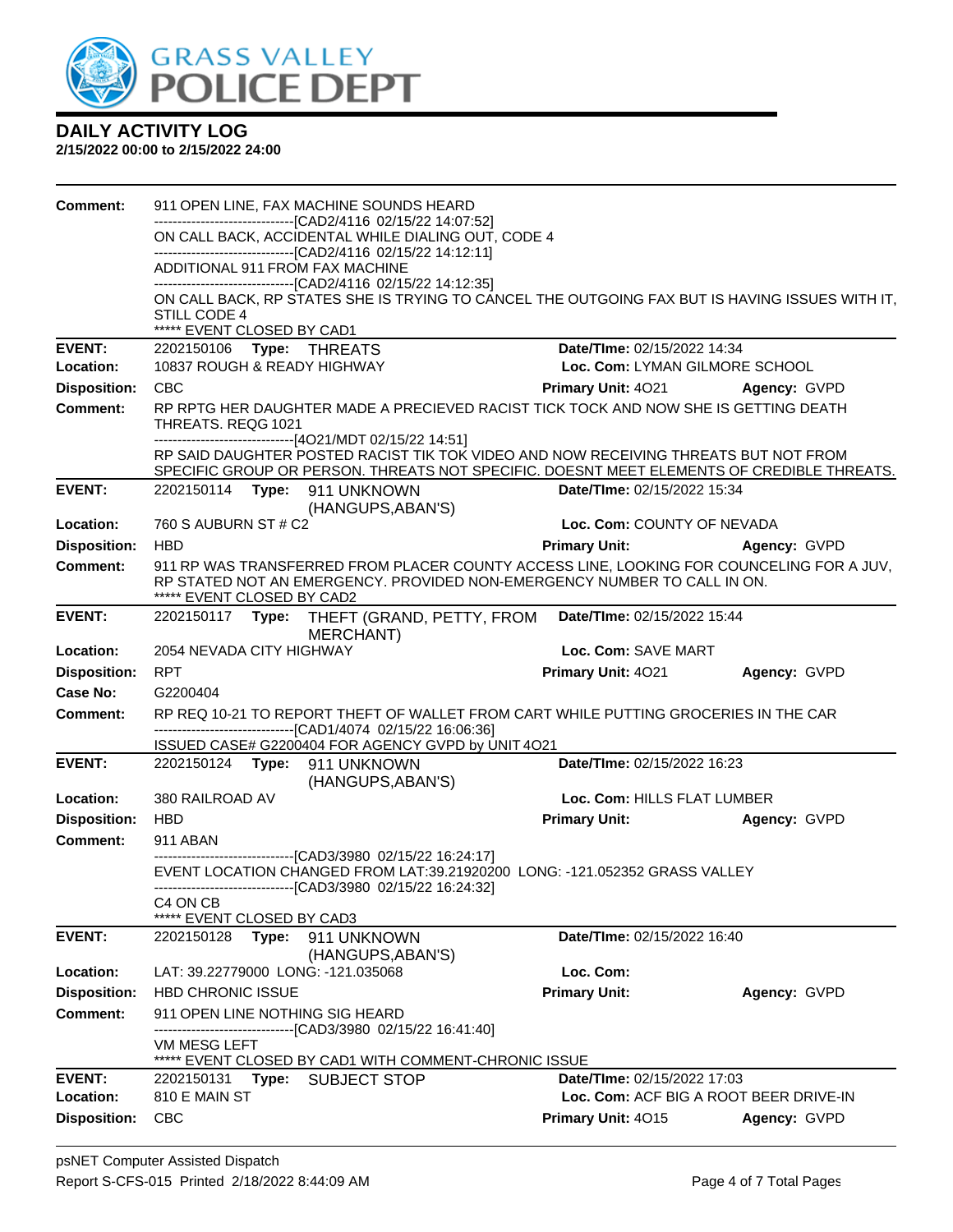# GRASS VALLEY POLICE DEPT

## DAILY ACTIVITY LOG

**2/15/2022 00:00 to 2/15/2022 24:00**

**Comment:** 911 OPEN LINE, FAX MACHINE SOUNDS HEARD
------------------------------[CAD2/4116 02/15/22 14:07:52]
ON CALL BACK, ACCIDENTAL WHILE DIALING OUT, CODE 4
------------------------------[CAD2/4116 02/15/22 14:12:11]
ADDITIONAL 911 FROM FAX MACHINE
------------------------------[CAD2/4116 02/15/22 14:12:35]
ON CALL BACK, RP STATES SHE IS TRYING TO CANCEL THE OUTGOING FAX BUT IS HAVING ISSUES WITH IT, STILL CODE 4
***** EVENT CLOSED BY CAD1

---

**EVENT:** 2202150106 **Type:** THREATS **Date/TIme:** 02/15/2022 14:34
**Location:** 10837 ROUGH & READY HIGHWAY **Loc. Com:** LYMAN GILMORE SCHOOL
**Disposition:** CBC **Primary Unit:** 4O21 **Agency:** GVPD
**Comment:** RP RPTG HER DAUGHTER MADE A PRECIEVED RACIST TICK TOCK AND NOW SHE IS GETTING DEATH THREATS. REQG 1021
------------------------------[4O21/MDT 02/15/22 14:51]
RP SAID DAUGHTER POSTED RACIST TIK TOK VIDEO AND NOW RECEIVING THREATS BUT NOT FROM SPECIFIC GROUP OR PERSON. THREATS NOT SPECIFIC. DOESNT MEET ELEMENTS OF CREDIBLE THREATS.

---

**EVENT:** 2202150114 **Type:** 911 UNKNOWN (HANGUPS,ABAN'S) **Date/TIme:** 02/15/2022 15:34
**Location:** 760 S AUBURN ST # C2 **Loc. Com:** COUNTY OF NEVADA
**Disposition:** HBD **Primary Unit:** **Agency:** GVPD
**Comment:** 911 RP WAS TRANSFERRED FROM PLACER COUNTY ACCESS LINE, LOOKING FOR COUNCELING FOR A JUV, RP STATED NOT AN EMERGENCY. PROVIDED NON-EMERGENCY NUMBER TO CALL IN ON.
***** EVENT CLOSED BY CAD2

---

**EVENT:** 2202150117 **Type:** THEFT (GRAND, PETTY, FROM MERCHANT) **Date/TIme:** 02/15/2022 15:44
**Location:** 2054 NEVADA CITY HIGHWAY **Loc. Com:** SAVE MART
**Disposition:** RPT **Primary Unit:** 4O21 **Agency:** GVPD
**Case No:** G2200404
**Comment:** RP REQ 10-21 TO REPORT THEFT OF WALLET FROM CART WHILE PUTTING GROCERIES IN THE CAR
------------------------------[CAD1/4074 02/15/22 16:06:36]
ISSUED CASE# G2200404 FOR AGENCY GVPD by UNIT 4O21

---

**EVENT:** 2202150124 **Type:** 911 UNKNOWN (HANGUPS,ABAN'S) **Date/TIme:** 02/15/2022 16:23
**Location:** 380 RAILROAD AV **Loc. Com:** HILLS FLAT LUMBER
**Disposition:** HBD **Primary Unit:** **Agency:** GVPD
**Comment:** 911 ABAN
------------------------------[CAD3/3980 02/15/22 16:24:17]
EVENT LOCATION CHANGED FROM LAT:39.21920200 LONG: -121.052352 GRASS VALLEY
------------------------------[CAD3/3980 02/15/22 16:24:32]
C4 ON CB
***** EVENT CLOSED BY CAD3

---

**EVENT:** 2202150128 **Type:** 911 UNKNOWN (HANGUPS,ABAN'S) **Date/TIme:** 02/15/2022 16:40
**Location:** LAT: 39.22779000 LONG: -121.035068 **Loc. Com:**
**Disposition:** HBD CHRONIC ISSUE **Primary Unit:** **Agency:** GVPD
**Comment:** 911 OPEN LINE NOTHING SIG HEARD
------------------------------[CAD3/3980 02/15/22 16:41:40]
VM MESG LEFT
***** EVENT CLOSED BY CAD1 WITH COMMENT-CHRONIC ISSUE

---

**EVENT:** 2202150131 **Type:** SUBJECT STOP **Date/TIme:** 02/15/2022 17:03
**Location:** 810 E MAIN ST **Loc. Com:** ACF BIG A ROOT BEER DRIVE-IN
**Disposition:** CBC **Primary Unit:** 4O15 **Agency:** GVPD

---

psNET Computer Assisted Dispatch
Report S-CFS-015 Printed 2/18/2022 8:44:09 AM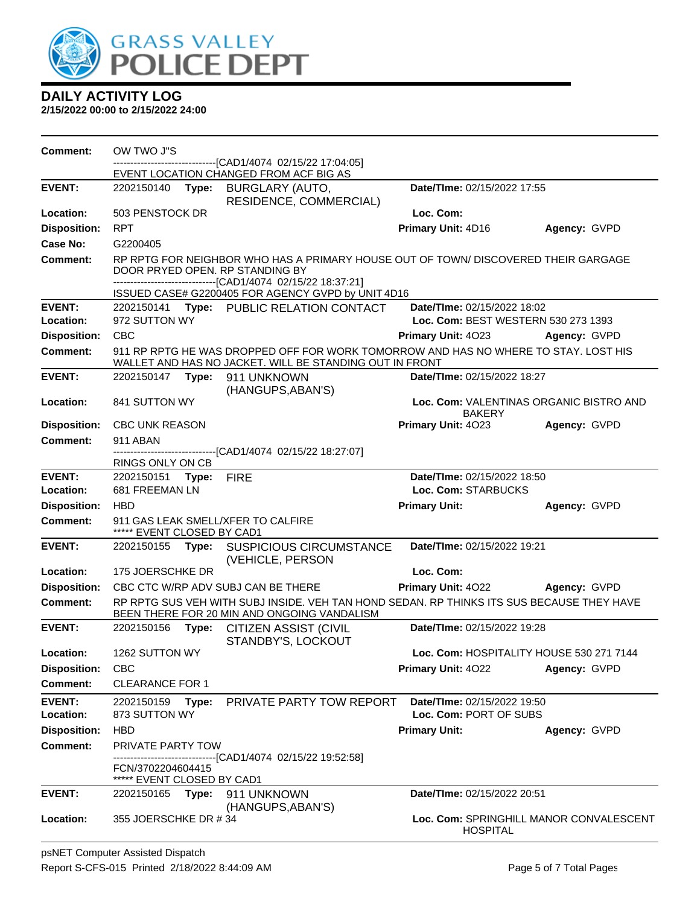# DAILY ACTIVITY LOG

**2/15/2022 00:00 to 2/15/2022 24:00**

**Comment:** OW TWO J"S
------------------------------[CAD1/4074 02/15/22 17:04:05]
EVENT LOCATION CHANGED FROM ACF BIG AS

---

**EVENT:** 2202150140 **Type:** BURGLARY (AUTO, RESIDENCE, COMMERCIAL) **Date/TIme:** 02/15/2022 17:55
**Location:** 503 PENSTOCK DR **Loc. Com:**
**Disposition:** RPT **Primary Unit:** 4D16 **Agency:** GVPD
**Case No:** G2200405
**Comment:** RP RPTG FOR NEIGHBOR WHO HAS A PRIMARY HOUSE OUT OF TOWN/ DISCOVERED THEIR GARGAGE DOOR PRYED OPEN. RP STANDING BY
------------------------------[CAD1/4074 02/15/22 18:37:21]
ISSUED CASE# G2200405 FOR AGENCY GVPD by UNIT 4D16

---

**EVENT:** 2202150141 **Type:** PUBLIC RELATION CONTACT **Date/TIme:** 02/15/2022 18:02
**Location:** 972 SUTTON WY **Loc. Com:** BEST WESTERN 530 273 1393
**Disposition:** CBC **Primary Unit:** 4O23 **Agency:** GVPD
**Comment:** 911 RP RPTG HE WAS DROPPED OFF FOR WORK TOMORROW AND HAS NO WHERE TO STAY. LOST HIS WALLET AND HAS NO JACKET. WILL BE STANDING OUT IN FRONT

---

**EVENT:** 2202150147 **Type:** 911 UNKNOWN (HANGUPS,ABAN'S) **Date/TIme:** 02/15/2022 18:27
**Location:** 841 SUTTON WY **Loc. Com:** VALENTINAS ORGANIC BISTRO AND BAKERY
**Disposition:** CBC UNK REASON **Primary Unit:** 4O23 **Agency:** GVPD
**Comment:** 911 ABAN
------------------------------[CAD1/4074 02/15/22 18:27:07]
RINGS ONLY ON CB

---

**EVENT:** 2202150151 **Type:** FIRE **Date/TIme:** 02/15/2022 18:50
**Location:** 681 FREEMAN LN **Loc. Com:** STARBUCKS
**Disposition:** HBD **Primary Unit:** **Agency:** GVPD
**Comment:** 911 GAS LEAK SMELL/XFER TO CALFIRE
***** EVENT CLOSED BY CAD1

---

**EVENT:** 2202150155 **Type:** SUSPICIOUS CIRCUMSTANCE (VEHICLE, PERSON **Date/TIme:** 02/15/2022 19:21
**Location:** 175 JOERSCHKE DR **Loc. Com:**
**Disposition:** CBC CTC W/RP ADV SUBJ CAN BE THERE **Primary Unit:** 4O22 **Agency:** GVPD
**Comment:** RP RPTG SUS VEH WITH SUBJ INSIDE. VEH TAN HOND SEDAN. RP THINKS ITS SUS BECAUSE THEY HAVE BEEN THERE FOR 20 MIN AND ONGOING VANDALISM

---

**EVENT:** 2202150156 **Type:** CITIZEN ASSIST (CIVIL STANDBY'S, LOCKOUT **Date/TIme:** 02/15/2022 19:28
**Location:** 1262 SUTTON WY **Loc. Com:** HOSPITALITY HOUSE 530 271 7144
**Disposition:** CBC **Primary Unit:** 4O22 **Agency:** GVPD
**Comment:** CLEARANCE FOR 1

---

**EVENT:** 2202150159 **Type:** PRIVATE PARTY TOW REPORT **Date/TIme:** 02/15/2022 19:50
**Location:** 873 SUTTON WY **Loc. Com:** PORT OF SUBS
**Disposition:** HBD **Primary Unit:** **Agency:** GVPD
**Comment:** PRIVATE PARTY TOW
------------------------------[CAD1/4074 02/15/22 19:52:58]
FCN/3702204604415
***** EVENT CLOSED BY CAD1

---

**EVENT:** 2202150165 **Type:** 911 UNKNOWN (HANGUPS,ABAN'S) **Date/TIme:** 02/15/2022 20:51
**Location:** 355 JOERSCHKE DR # 34 **Loc. Com:** SPRINGHILL MANOR CONVALESCENT HOSPITAL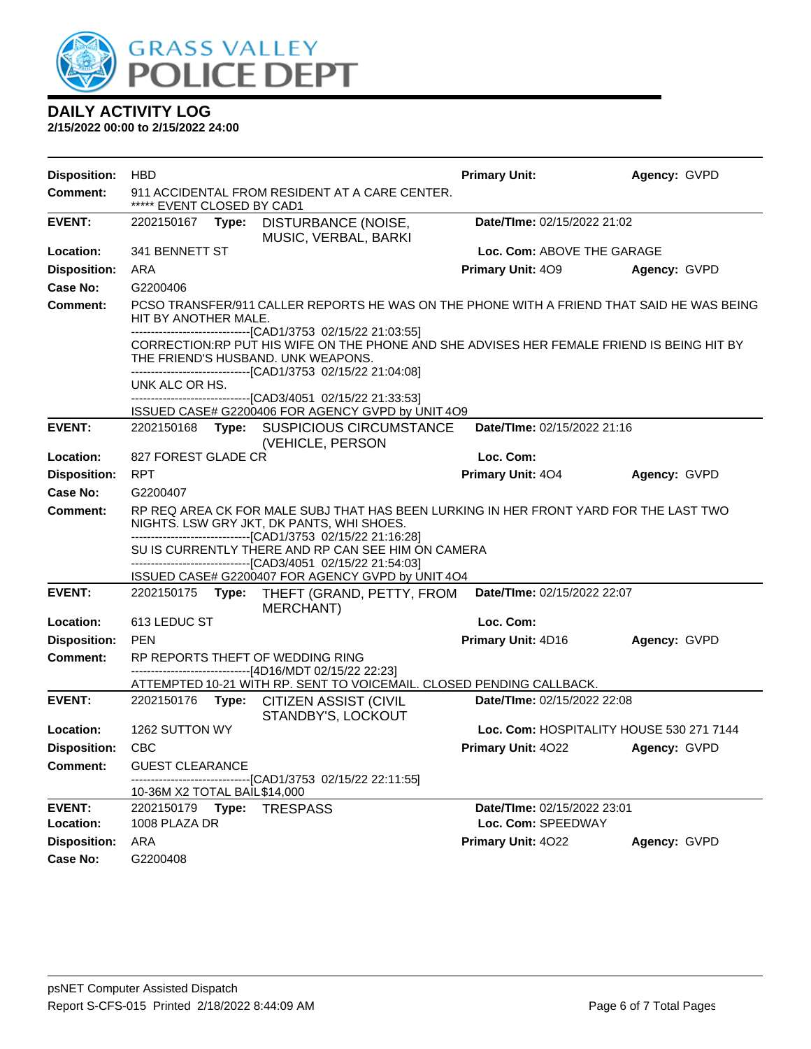# GRASS VALLEY POLICE DEPT

## DAILY ACTIVITY LOG

**2/15/2022 00:00 to 2/15/2022 24:00**

**Disposition:** HBD **Primary Unit:** **Agency:** GVPD

**Comment:** 911 ACCIDENTAL FROM RESIDENT AT A CARE CENTER.
***** EVENT CLOSED BY CAD1

---

**EVENT:** 2202150167 **Type:** DISTURBANCE (NOISE, MUSIC, VERBAL, BARKI **Date/TIme:** 02/15/2022 21:02

**Location:** 341 BENNETT ST **Loc. Com:** ABOVE THE GARAGE

**Disposition:** ARA **Primary Unit:** 4O9 **Agency:** GVPD

**Case No:** G2200406

**Comment:** PCSO TRANSFER/911 CALLER REPORTS HE WAS ON THE PHONE WITH A FRIEND THAT SAID HE WAS BEING HIT BY ANOTHER MALE.
------------------------------[CAD1/3753 02/15/22 21:03:55]
CORRECTION:RP PUT HIS WIFE ON THE PHONE AND SHE ADVISES HER FEMALE FRIEND IS BEING HIT BY THE FRIEND'S HUSBAND. UNK WEAPONS.
------------------------------[CAD1/3753 02/15/22 21:04:08]
UNK ALC OR HS.
------------------------------[CAD3/4051 02/15/22 21:33:53]
ISSUED CASE# G2200406 FOR AGENCY GVPD by UNIT 4O9

---

**EVENT:** 2202150168 **Type:** SUSPICIOUS CIRCUMSTANCE (VEHICLE, PERSON **Date/TIme:** 02/15/2022 21:16

**Location:** 827 FOREST GLADE CR **Loc. Com:**

**Disposition:** RPT **Primary Unit:** 4O4 **Agency:** GVPD

**Case No:** G2200407

**Comment:** RP REQ AREA CK FOR MALE SUBJ THAT HAS BEEN LURKING IN HER FRONT YARD FOR THE LAST TWO NIGHTS. LSW GRY JKT, DK PANTS, WHI SHOES.
------------------------------[CAD1/3753 02/15/22 21:16:28]
SU IS CURRENTLY THERE AND RP CAN SEE HIM ON CAMERA
------------------------------[CAD3/4051 02/15/22 21:54:03]
ISSUED CASE# G2200407 FOR AGENCY GVPD by UNIT 4O4

---

**EVENT:** 2202150175 **Type:** THEFT (GRAND, PETTY, FROM MERCHANT) **Date/TIme:** 02/15/2022 22:07

**Location:** 613 LEDUC ST **Loc. Com:**

**Disposition:** PEN **Primary Unit:** 4D16 **Agency:** GVPD

**Comment:** RP REPORTS THEFT OF WEDDING RING
------------------------------[4D16/MDT 02/15/22 22:23]
ATTEMPTED 10-21 WITH RP. SENT TO VOICEMAIL. CLOSED PENDING CALLBACK.

---

**EVENT:** 2202150176 **Type:** CITIZEN ASSIST (CIVIL STANDBY'S, LOCKOUT **Date/TIme:** 02/15/2022 22:08

**Location:** 1262 SUTTON WY **Loc. Com:** HOSPITALITY HOUSE 530 271 7144

**Disposition:** CBC **Primary Unit:** 4O22 **Agency:** GVPD

**Comment:** GUEST CLEARANCE
------------------------------[CAD1/3753 02/15/22 22:11:55]
10-36M X2 TOTAL BAIL $14,000

---

**EVENT:** 2202150179 **Type:** TRESPASS **Date/TIme:** 02/15/2022 23:01

**Location:** 1008 PLAZA DR **Loc. Com:** SPEEDWAY

**Disposition:** ARA **Primary Unit:** 4O22 **Agency:** GVPD

**Case No:** G2200408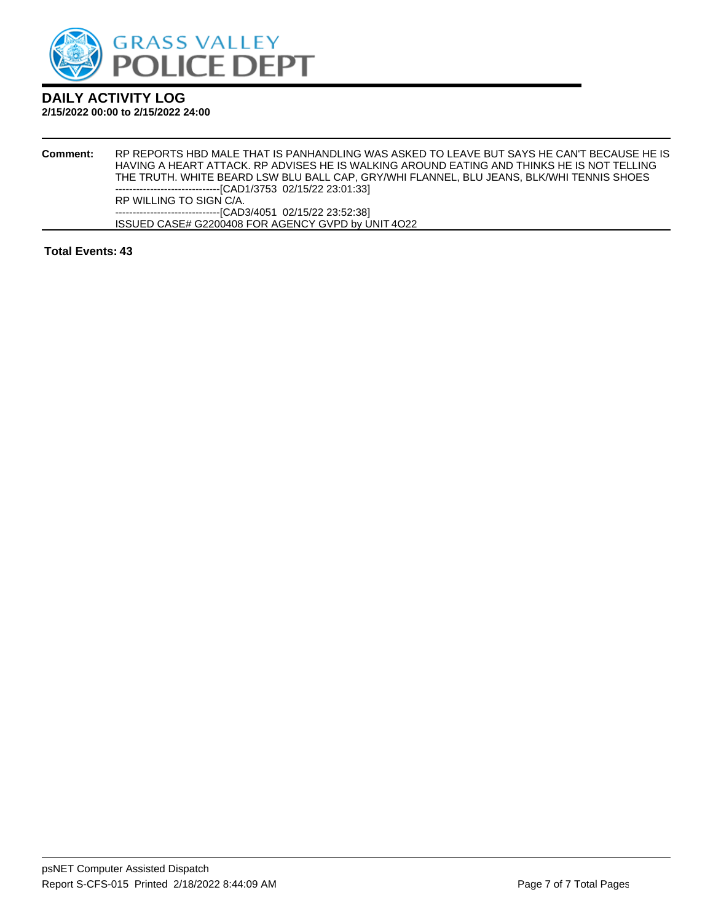# DAILY ACTIVITY LOG

**2/15/2022 00:00 to 2/15/2022 24:00**

**Comment:** RP REPORTS HBD MALE THAT IS PANHANDLING WAS ASKED TO LEAVE BUT SAYS HE CAN'T BECAUSE HE IS HAVING A HEART ATTACK. RP ADVISES HE IS WALKING AROUND EATING AND THINKS HE IS NOT TELLING THE TRUTH. WHITE BEARD LSW BLU BALL CAP, GRY/WHI FLANNEL, BLU JEANS, BLK/WHI TENNIS SHOES
------------------------------[CAD1/3753 02/15/22 23:01:33]
RP WILLING TO SIGN C/A.
------------------------------[CAD3/4051 02/15/22 23:52:38]
ISSUED CASE# G2200408 FOR AGENCY GVPD by UNIT 4O22

**Total Events: 43**